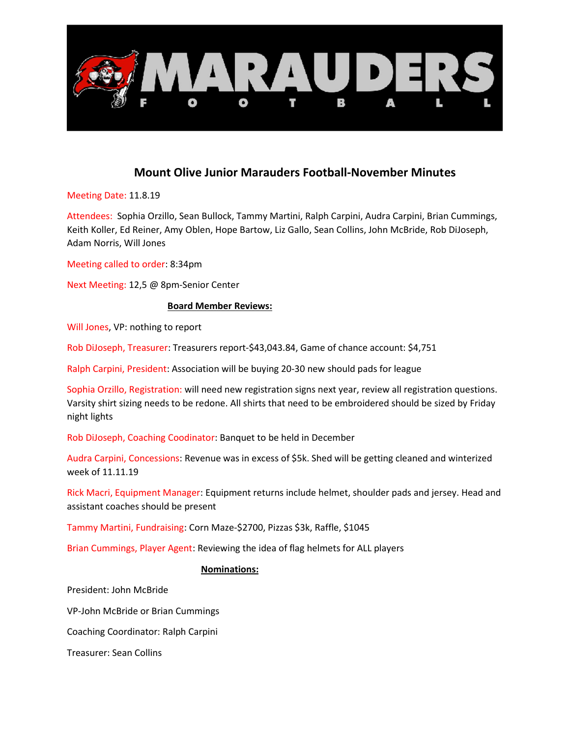MARAUDERS FOOTBALL

# Mount Olive Junior Marauders Football-November Minutes

Meeting Date: 11.8.19

Attendees: Sophia Orzillo, Sean Bullock, Tammy Martini, Ralph Carpini, Audra Carpini, Brian Cummings, Keith Koller, Ed Reiner, Amy Oblen, Hope Bartow, Liz Gallo, Sean Collins, John McBride, Rob DiJoseph, Adam Norris, Will Jones

Meeting called to order: 8:34pm

Next Meeting: 12,5 @ 8pm-Senior Center

**Board Member Reviews:**

Will Jones, VP: nothing to report

Rob DiJoseph, Treasurer: Treasurers report-$43,043.84, Game of chance account: $4,751

Ralph Carpini, President: Association will be buying 20-30 new should pads for league

Sophia Orzillo, Registration: will need new registration signs next year, review all registration questions. Varsity shirt sizing needs to be redone. All shirts that need to be embroidered should be sized by Friday night lights

Rob DiJoseph, Coaching Coodinator: Banquet to be held in December

Audra Carpini, Concessions: Revenue was in excess of $5k. Shed will be getting cleaned and winterized week of 11.11.19

Rick Macri, Equipment Manager: Equipment returns include helmet, shoulder pads and jersey. Head and assistant coaches should be present

Tammy Martini, Fundraising: Corn Maze-$2700, Pizzas $3k, Raffle, $1045

Brian Cummings, Player Agent: Reviewing the idea of flag helmets for ALL players

**Nominations:**

President: John McBride

VP-John McBride or Brian Cummings

Coaching Coordinator: Ralph Carpini

Treasurer: Sean Collins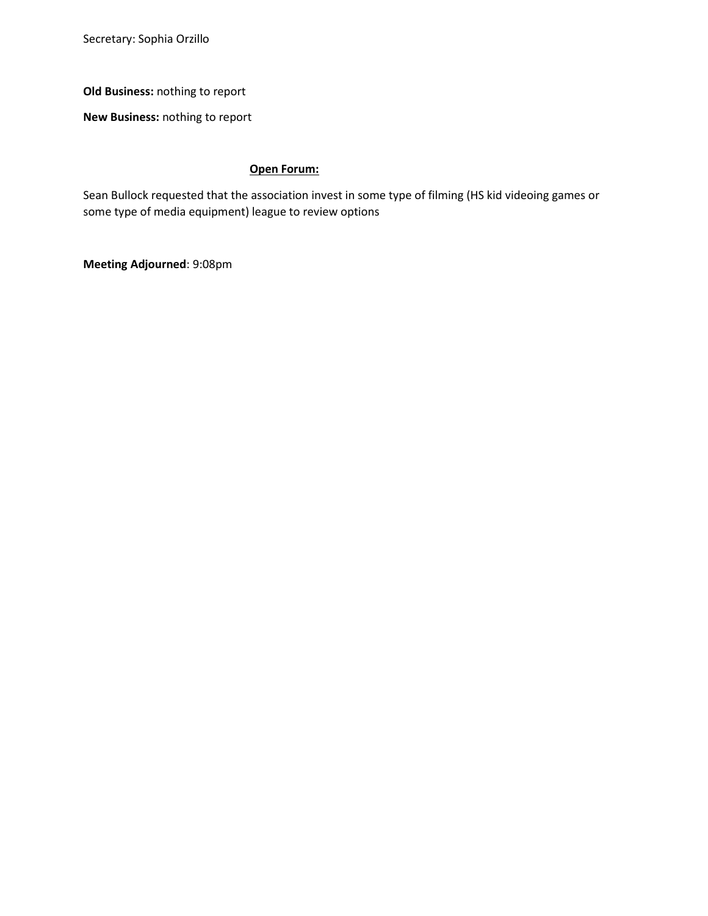Secretary: Sophia Orzillo

**Old Business:** nothing to report

**New Business:** nothing to report

**Open Forum:**

Sean Bullock requested that the association invest in some type of filming (HS kid videoing games or some type of media equipment) league to review options

**Meeting Adjourned**: 9:08pm